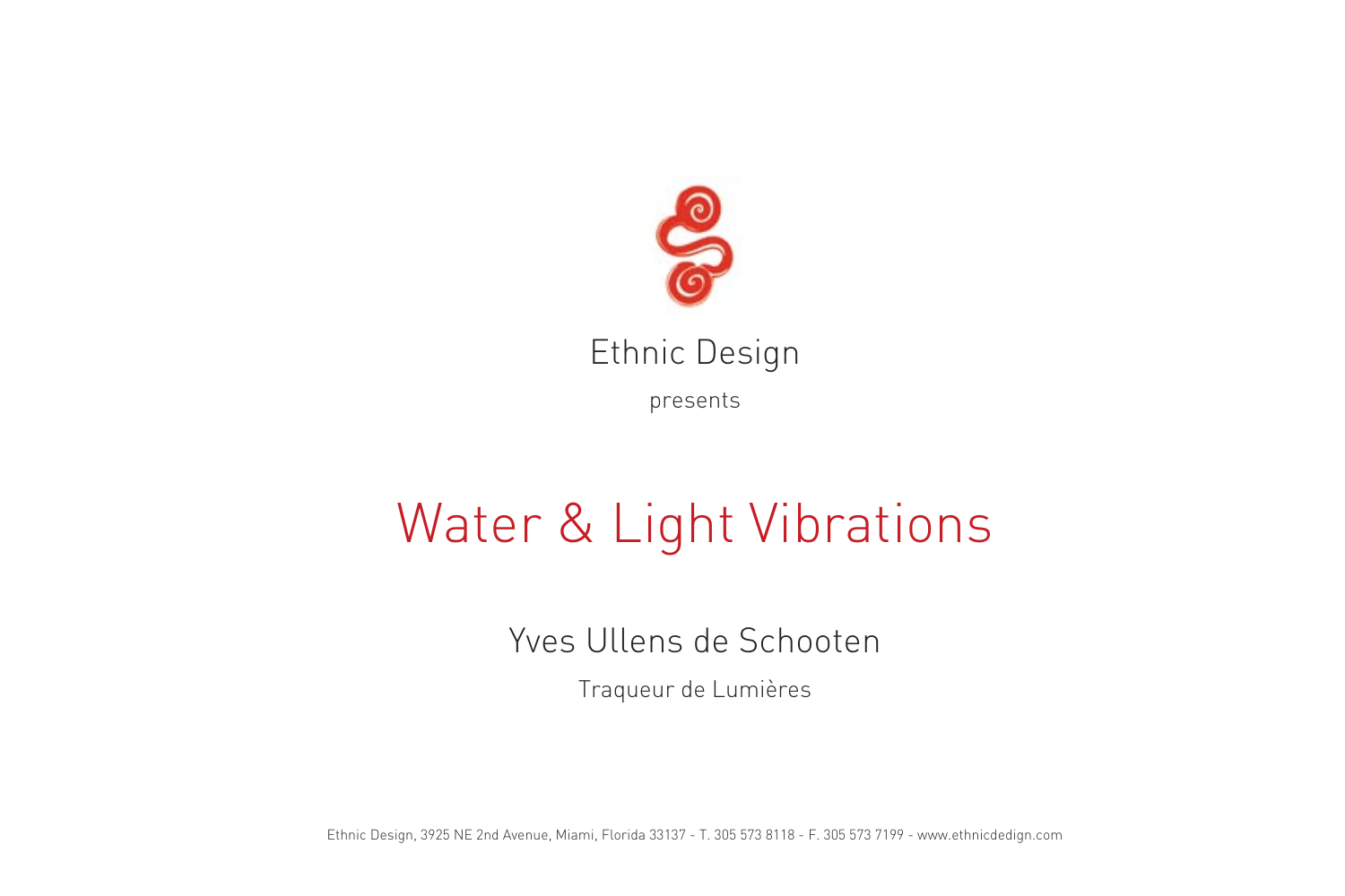Ethnic Design

presents

# Water & Light Vibrations

## Yves Ullens de Schooten

Traqueur de Lumières

Ethnic Design, 3925 NE 2nd Avenue, Miami, Florida 33137 - T. 305 573 8118 - F. 305 573 7199 - www.ethnicdedign.com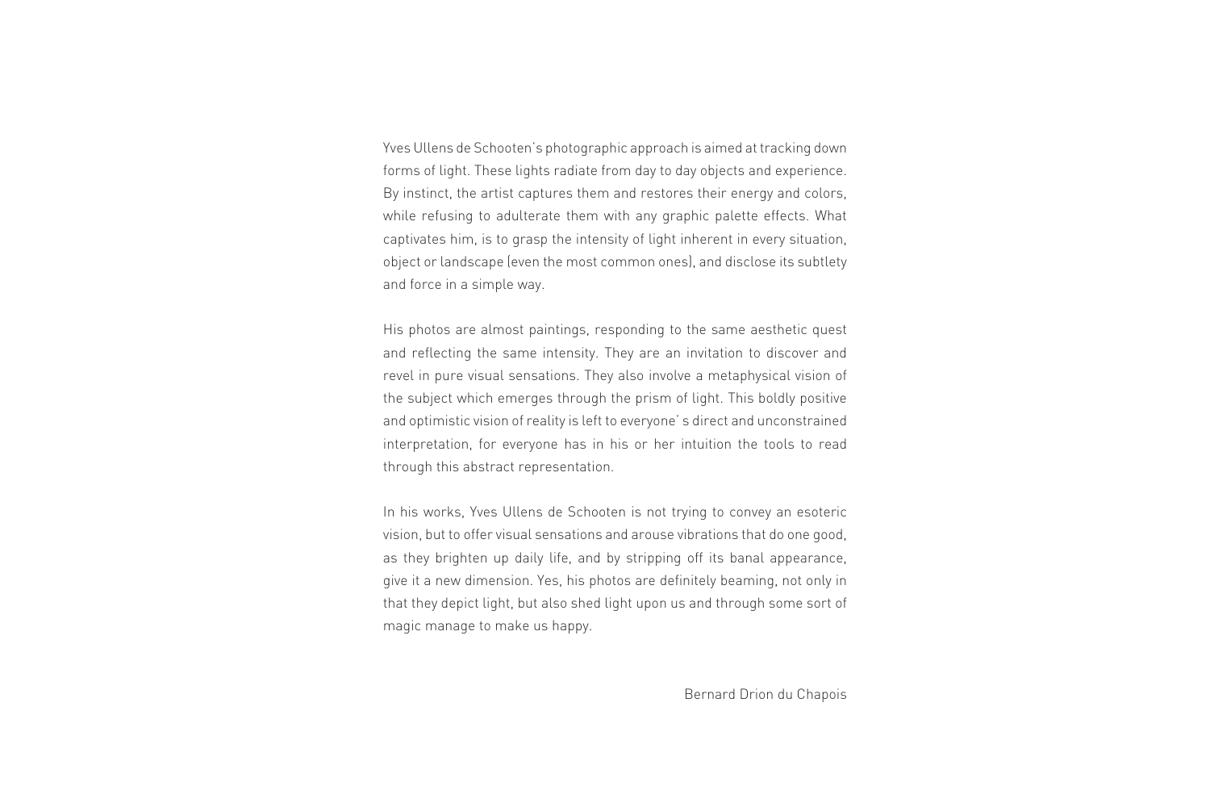Yves Ullens de Schooten's photographic approach is aimed at tracking down forms of light. These lights radiate from day to day objects and experience. By instinct, the artist captures them and restores their energy and colors, while refusing to adulterate them with any graphic palette effects. What captivates him, is to grasp the intensity of light inherent in every situation, object or landscape (even the most common ones), and disclose its subtlety and force in a simple way.

His photos are almost paintings, responding to the same aesthetic quest and reflecting the same intensity. They are an invitation to discover and revel in pure visual sensations. They also involve a metaphysical vision of the subject which emerges through the prism of light. This boldly positive and optimistic vision of reality is left to everyone' s direct and unconstrained interpretation, for everyone has in his or her intuition the tools to read through this abstract representation.

In his works, Yves Ullens de Schooten is not trying to convey an esoteric vision, but to offer visual sensations and arouse vibrations that do one good, as they brighten up daily life, and by stripping off its banal appearance, give it a new dimension. Yes, his photos are definitely beaming, not only in that they depict light, but also shed light upon us and through some sort of magic manage to make us happy.

Bernard Drion du Chapois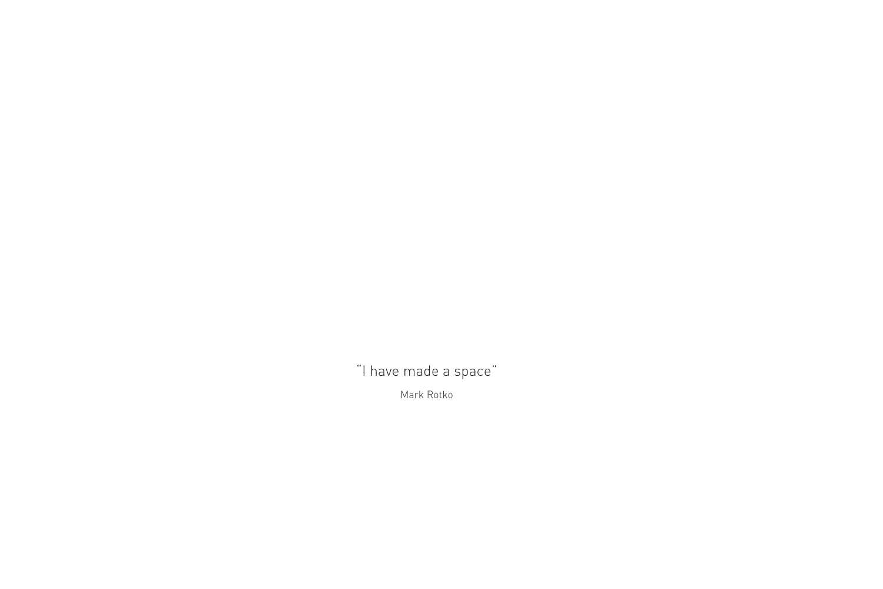“I have made a space”

Mark Rotko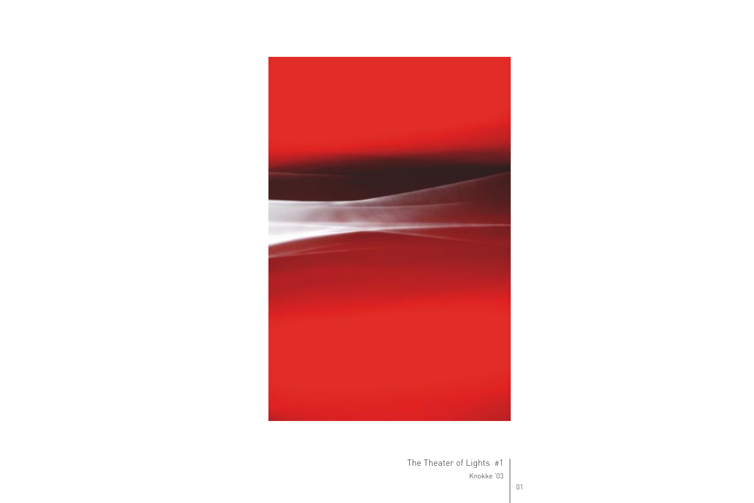The Theater of Lights #1

Knokke '03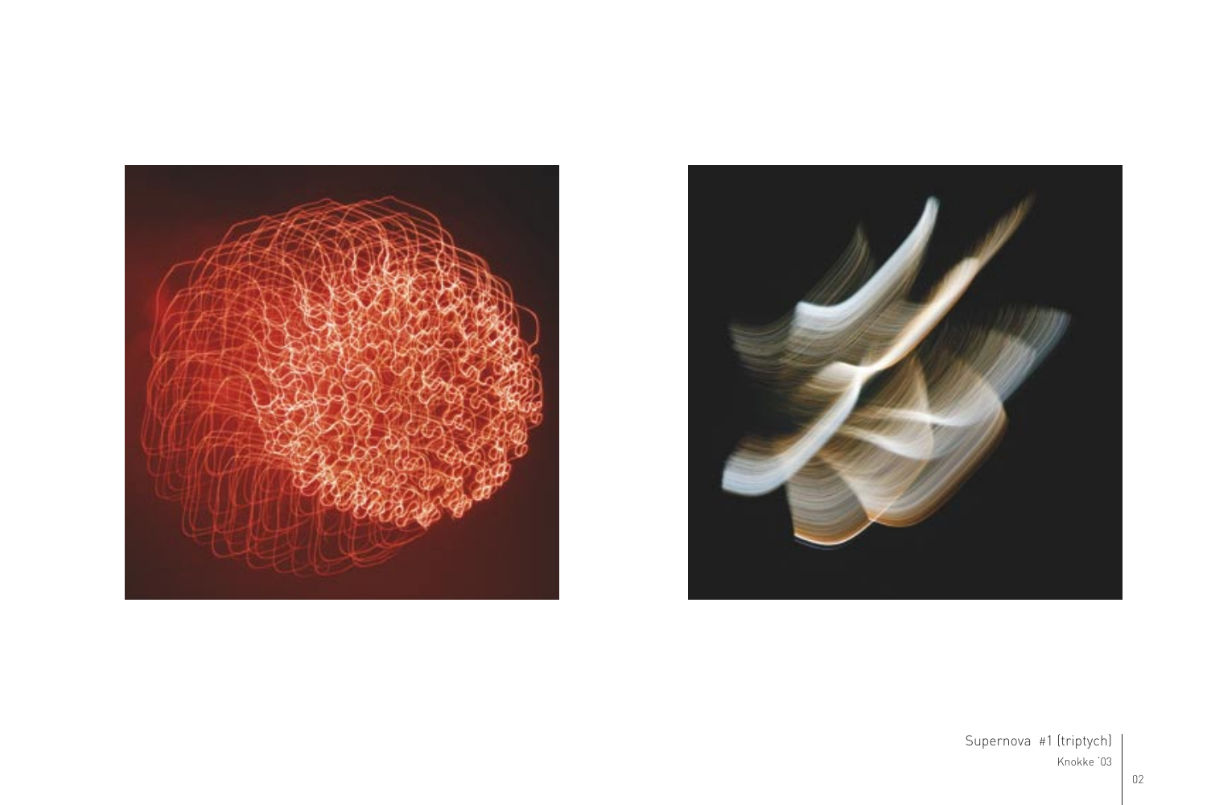Supernova #1 (triptych)

Knokke '03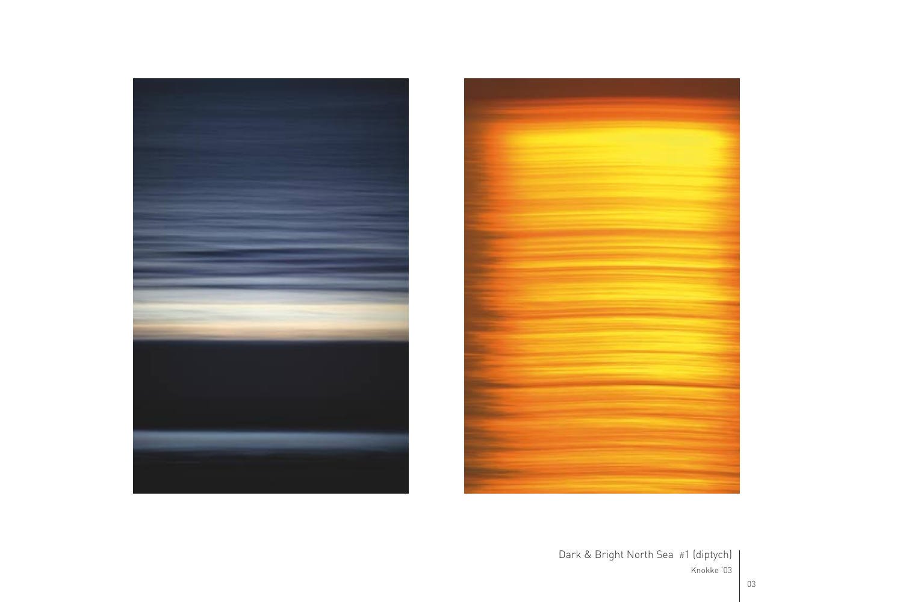Dark & Bright North Sea #1 (diptych)

Knokke '03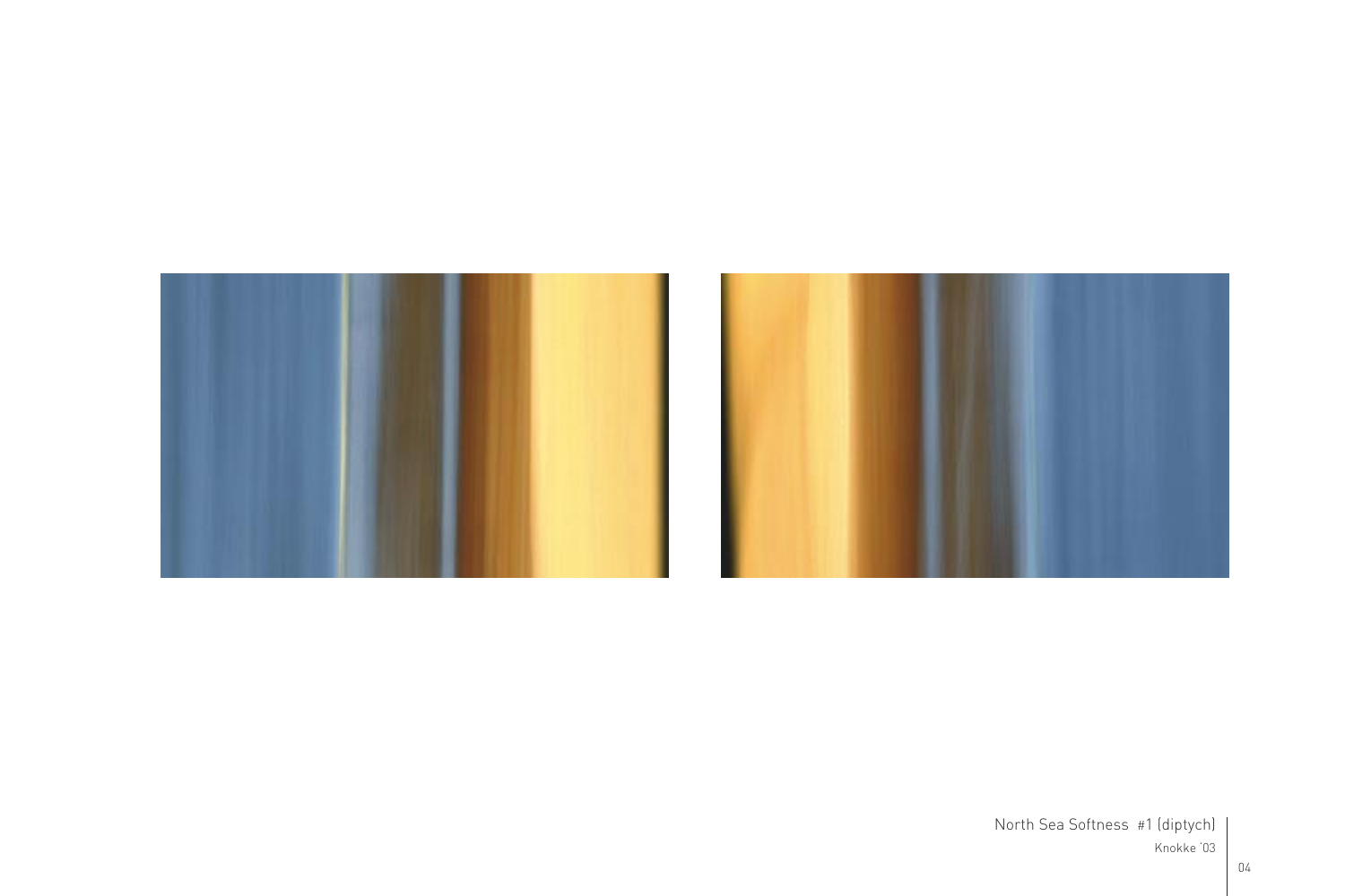North Sea Softness #1 (diptych)

Knokke '03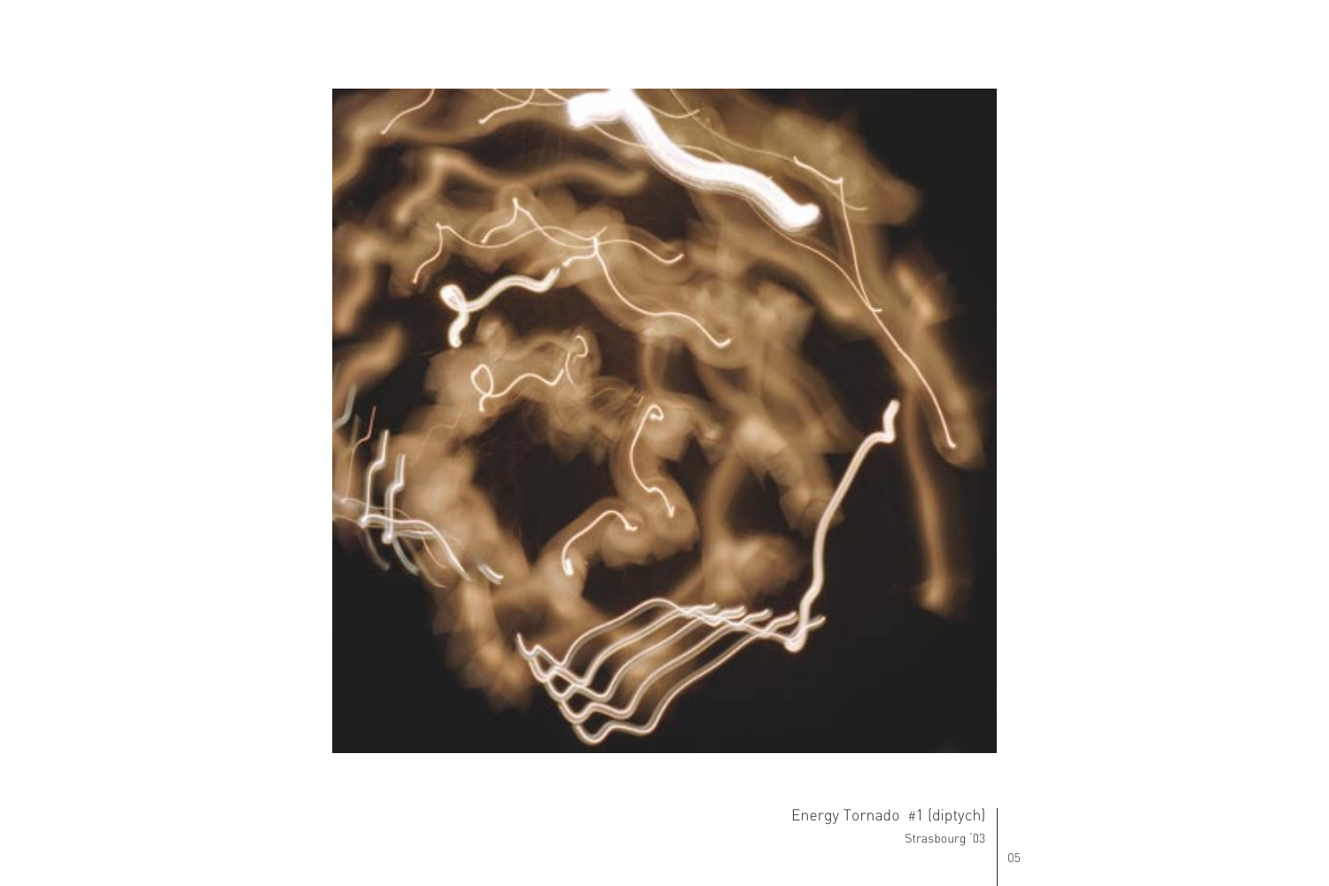Energy Tornado #1 (diptych)

Strasbourg '03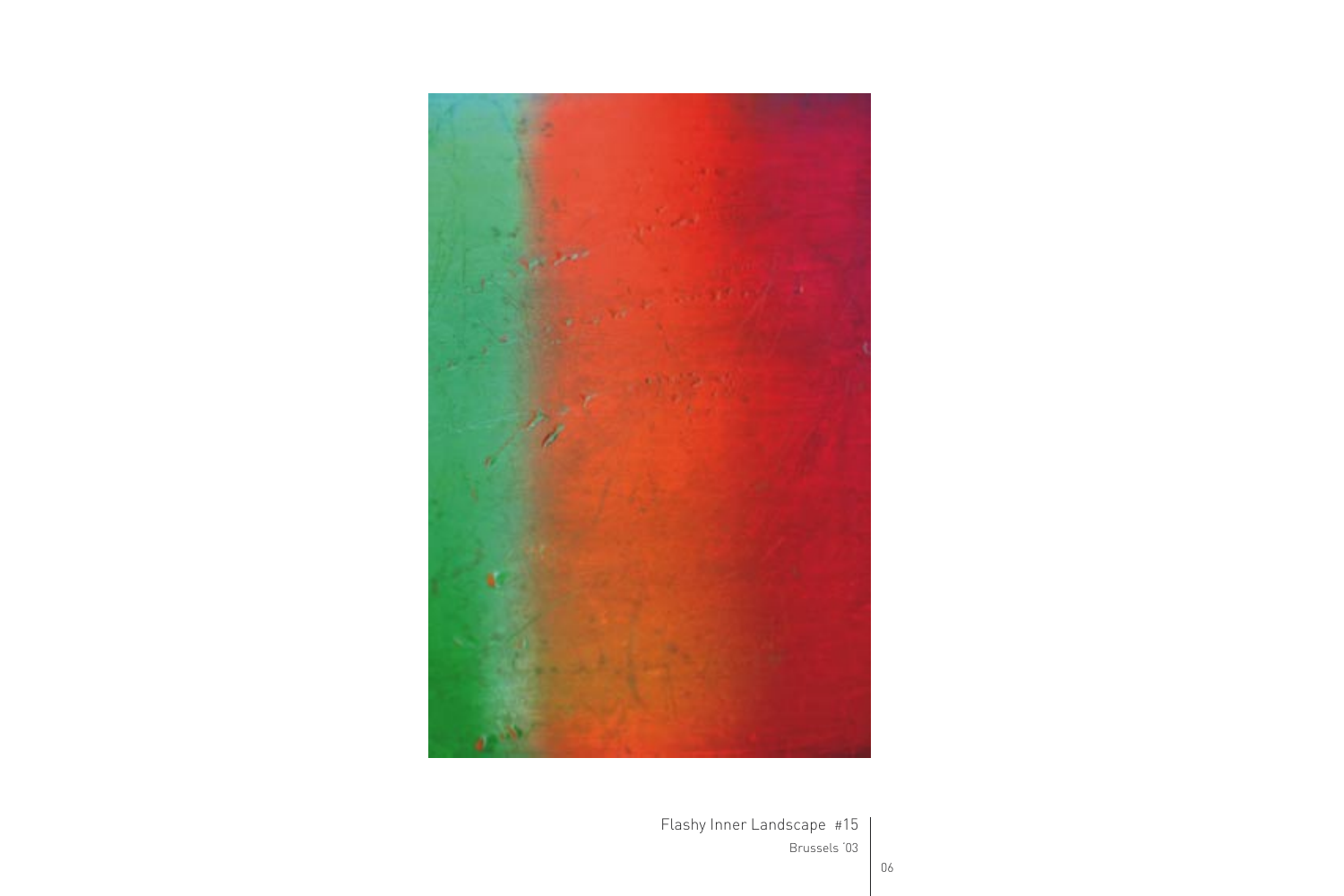Flashy Inner Landscape #15

Brussels '03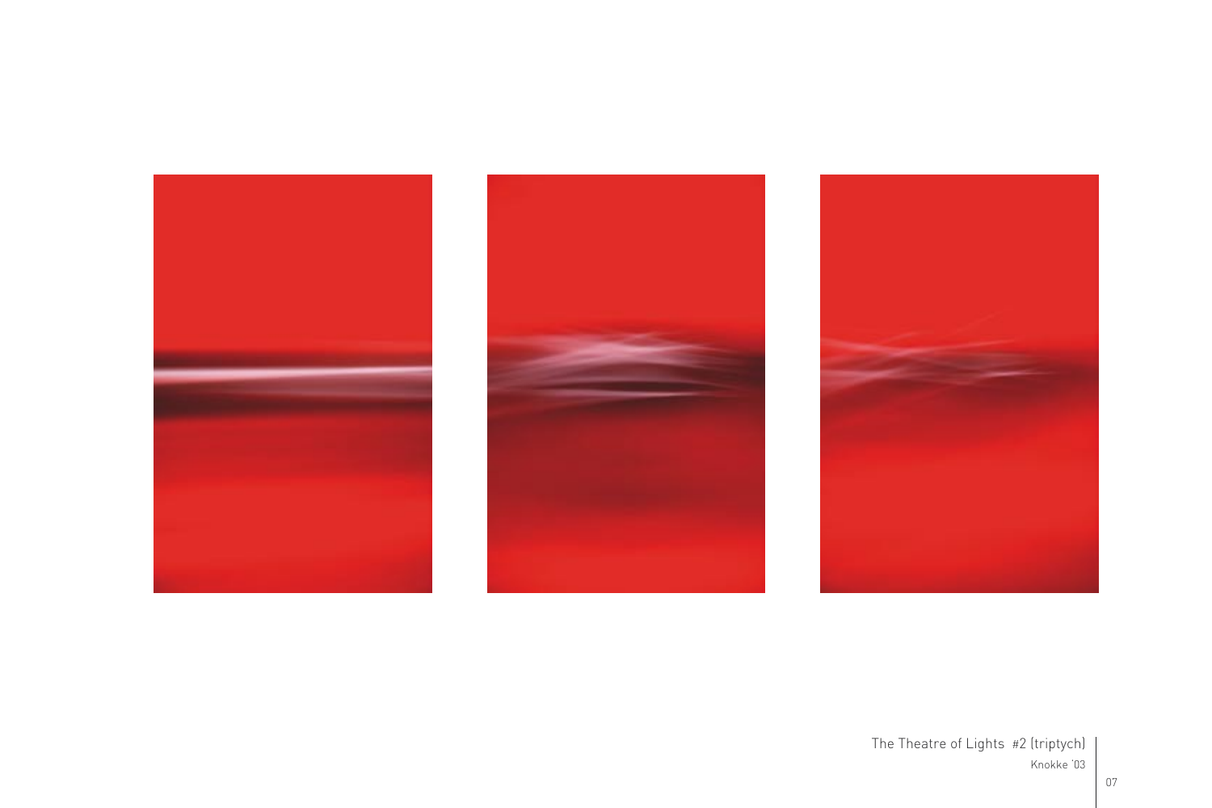The Theatre of Lights #2 (triptych)
Knokke '03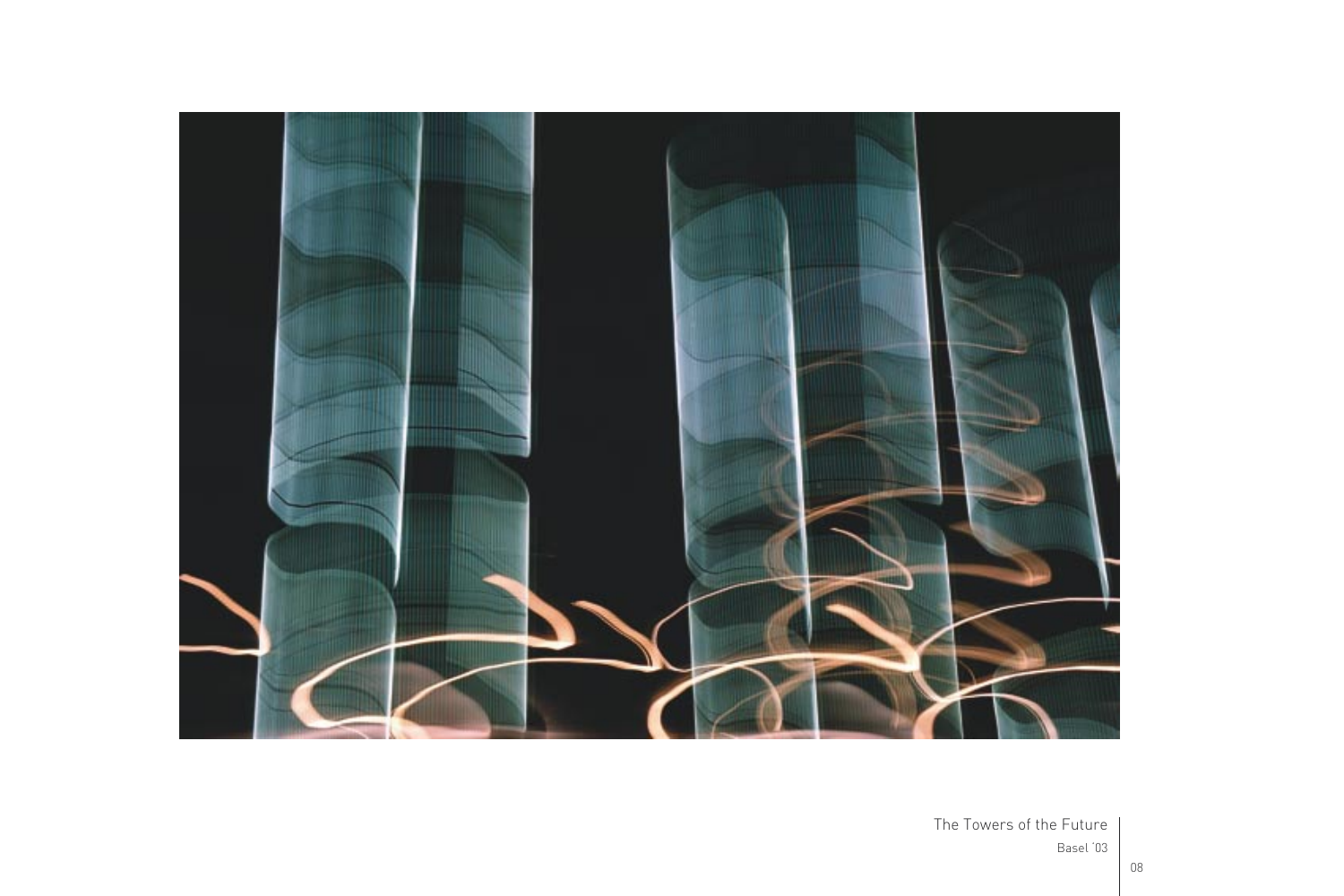The Towers of the Future

Basel '03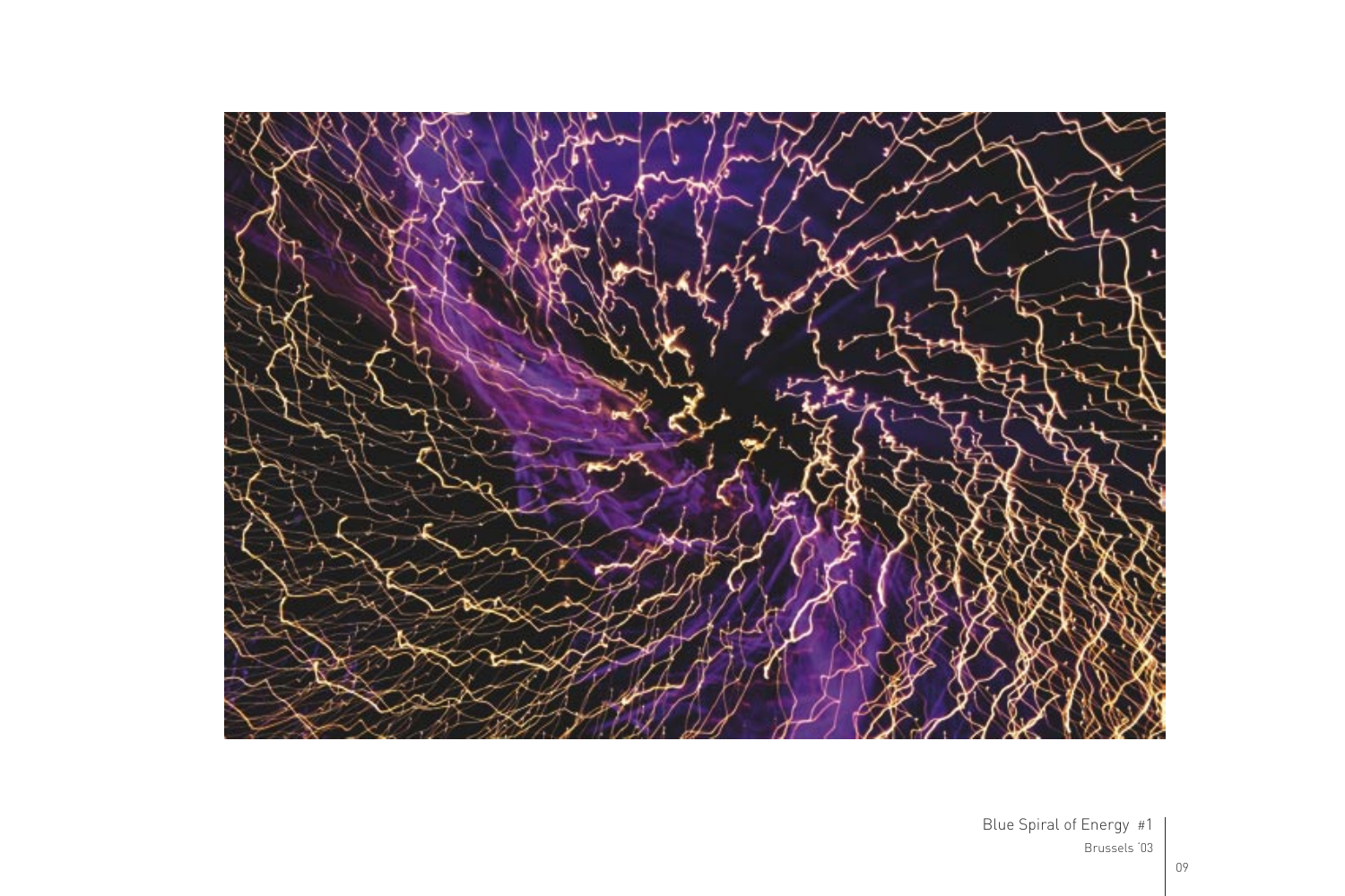Blue Spiral of Energy #1

Brussels '03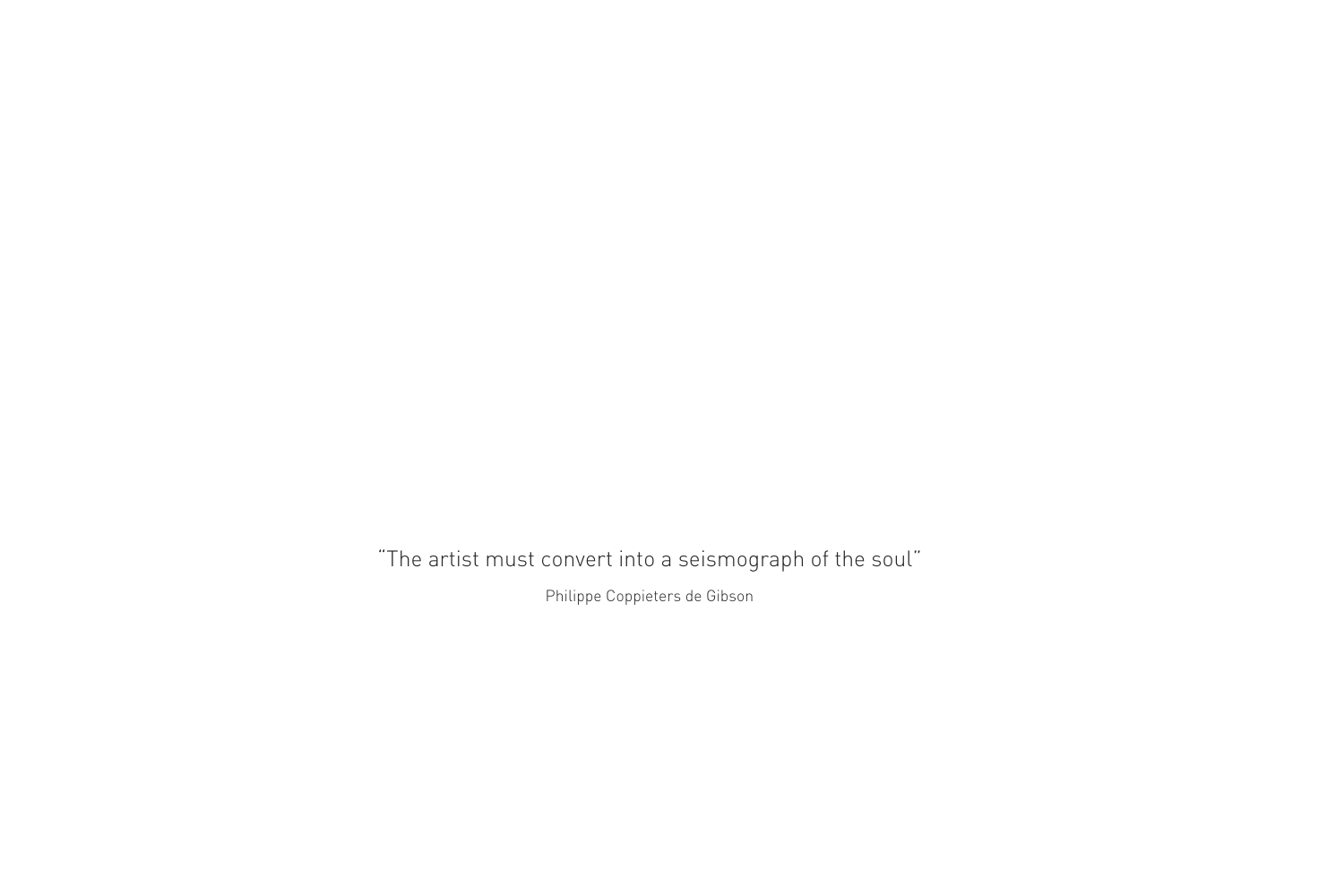"The artist must convert into a seismograph of the soul"

Philippe Coppieters de Gibson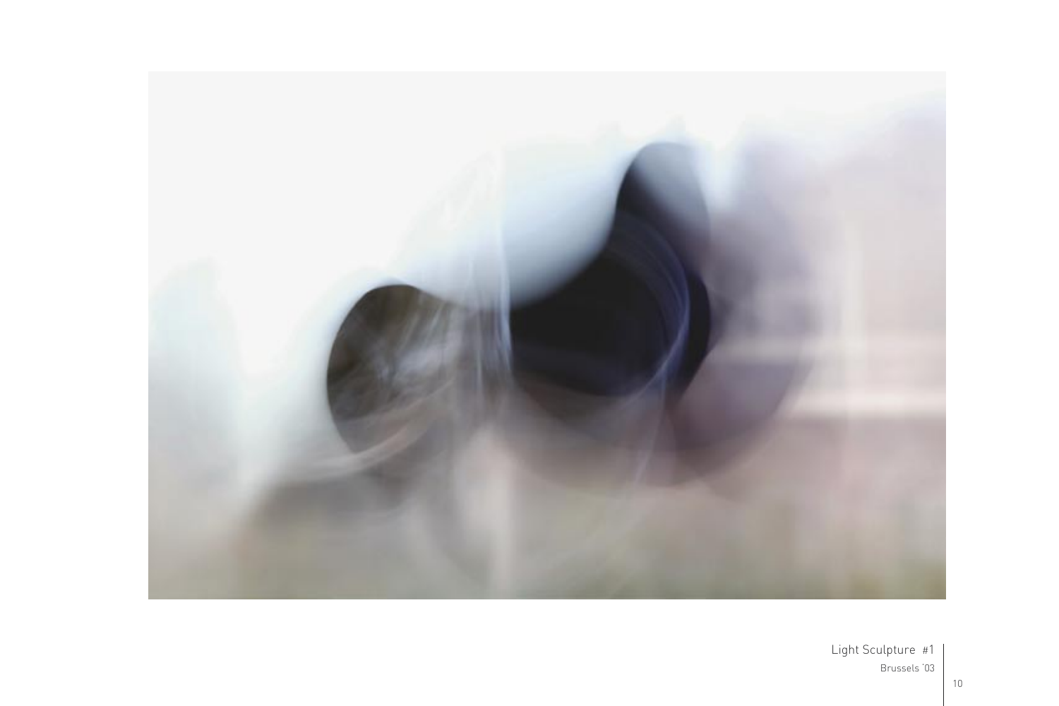Light Sculpture #1

Brussels '03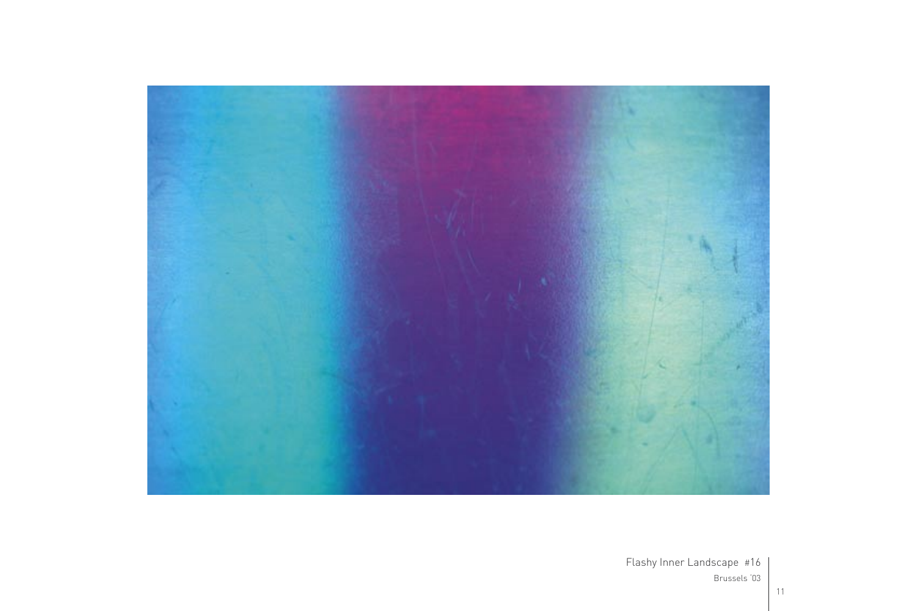Flashy Inner Landscape #16

Brussels '03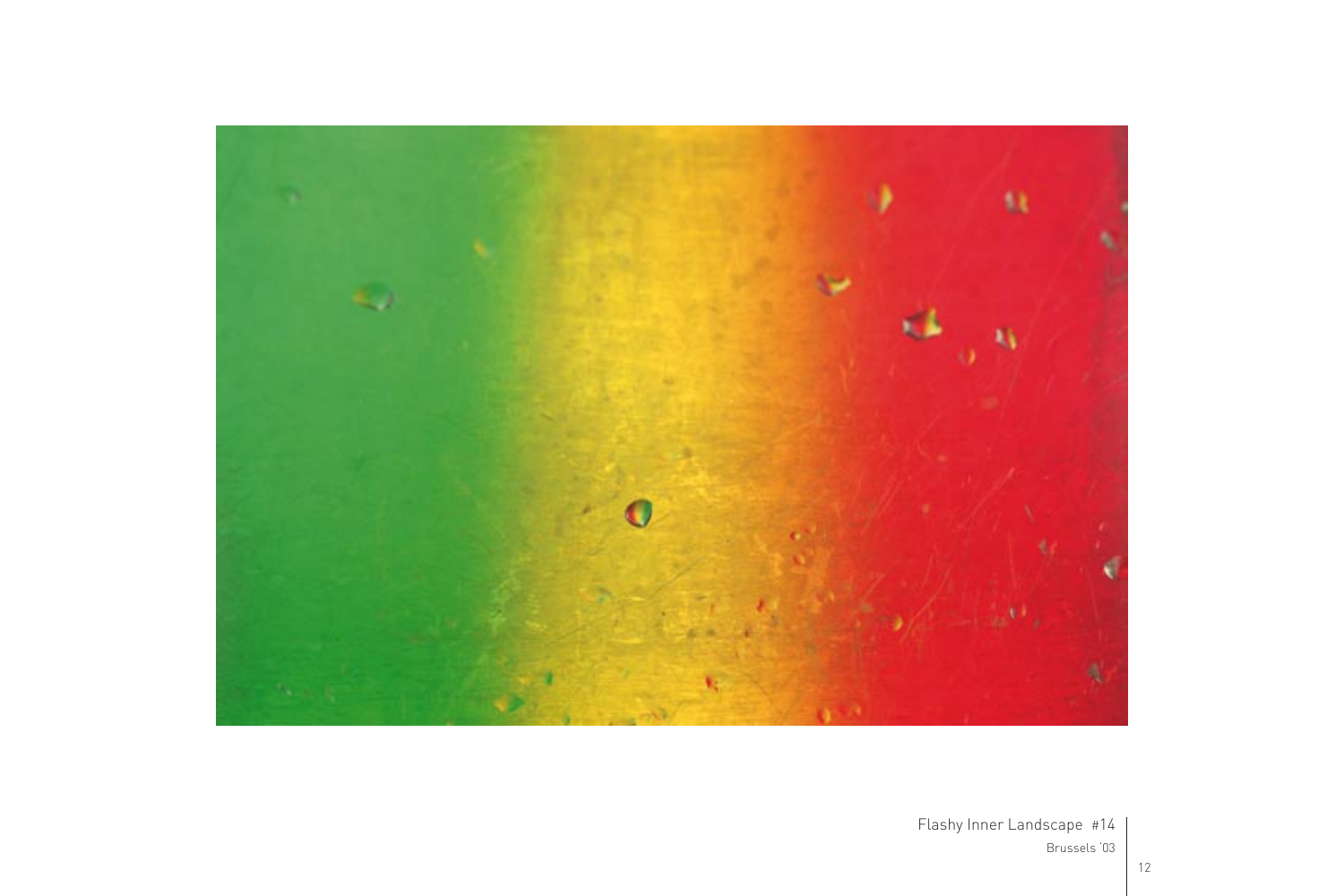Flashy Inner Landscape #14

Brussels '03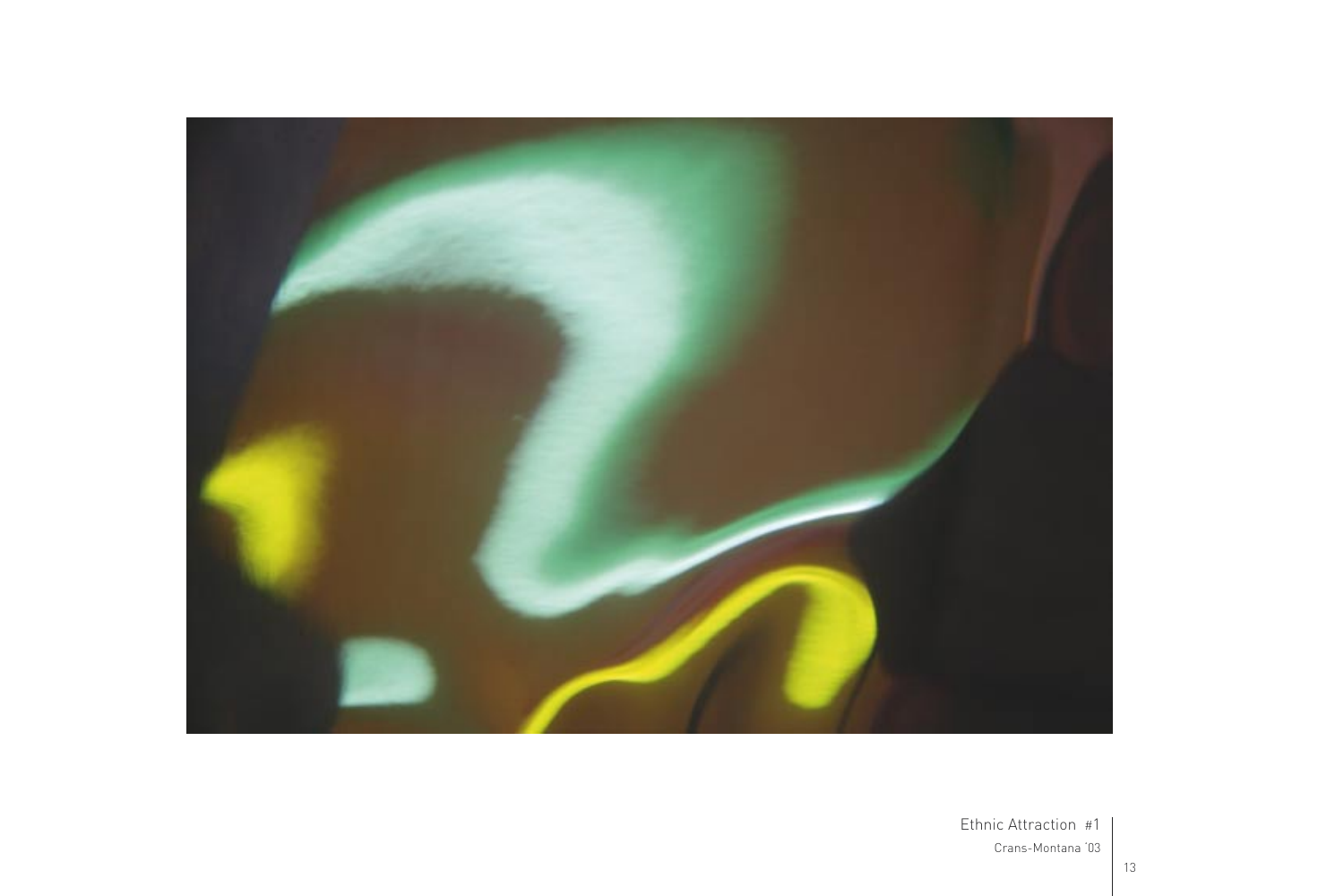Ethnic Attraction #1

Crans-Montana '03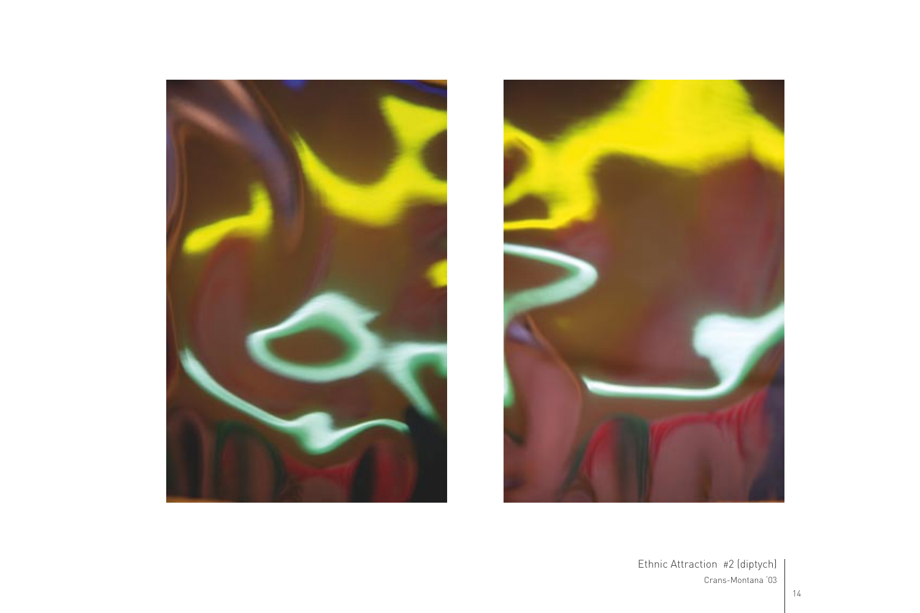Ethnic Attraction #2 (diptych)

Crans-Montana '03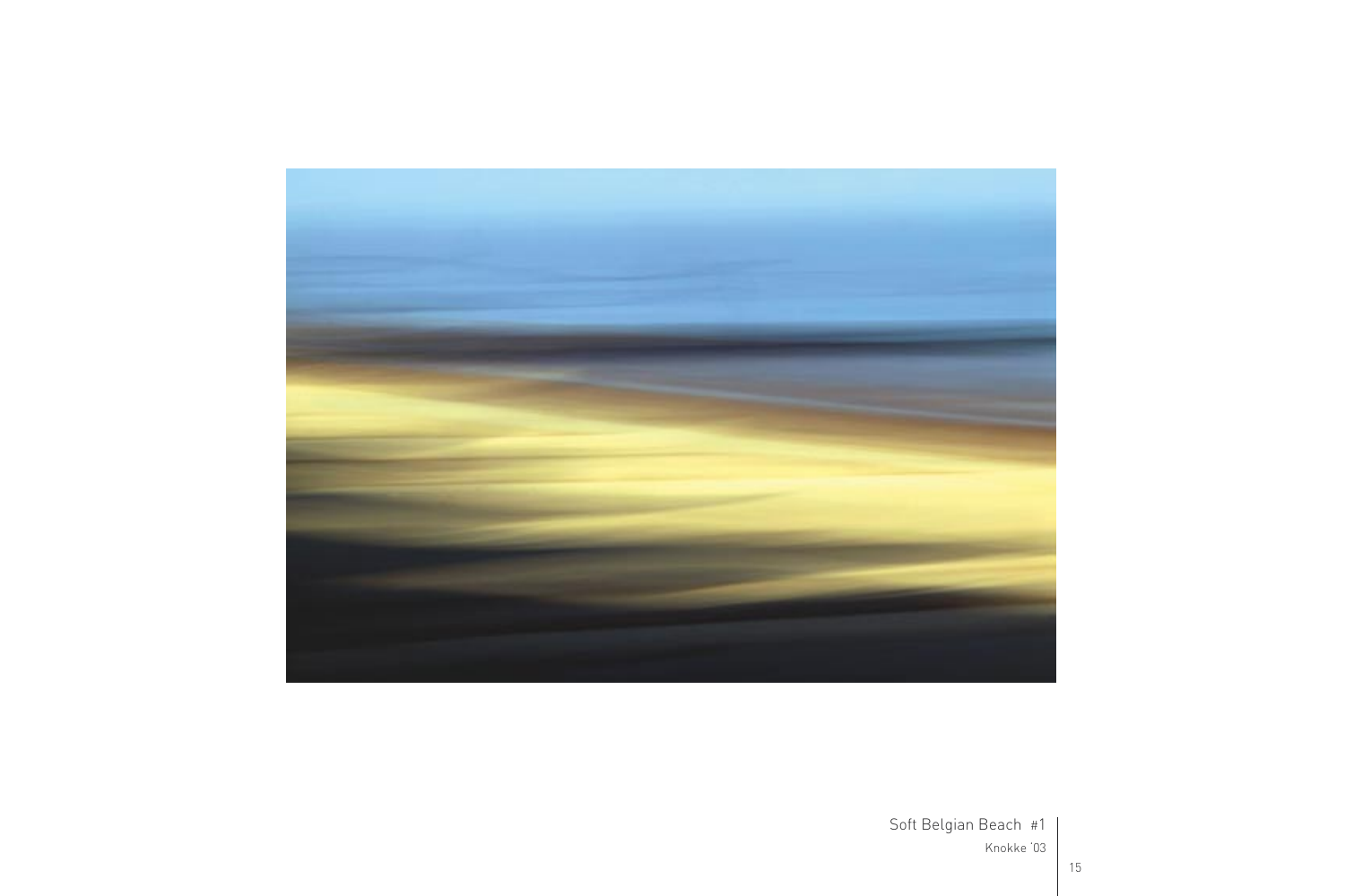Soft Belgian Beach #1

Knokke '03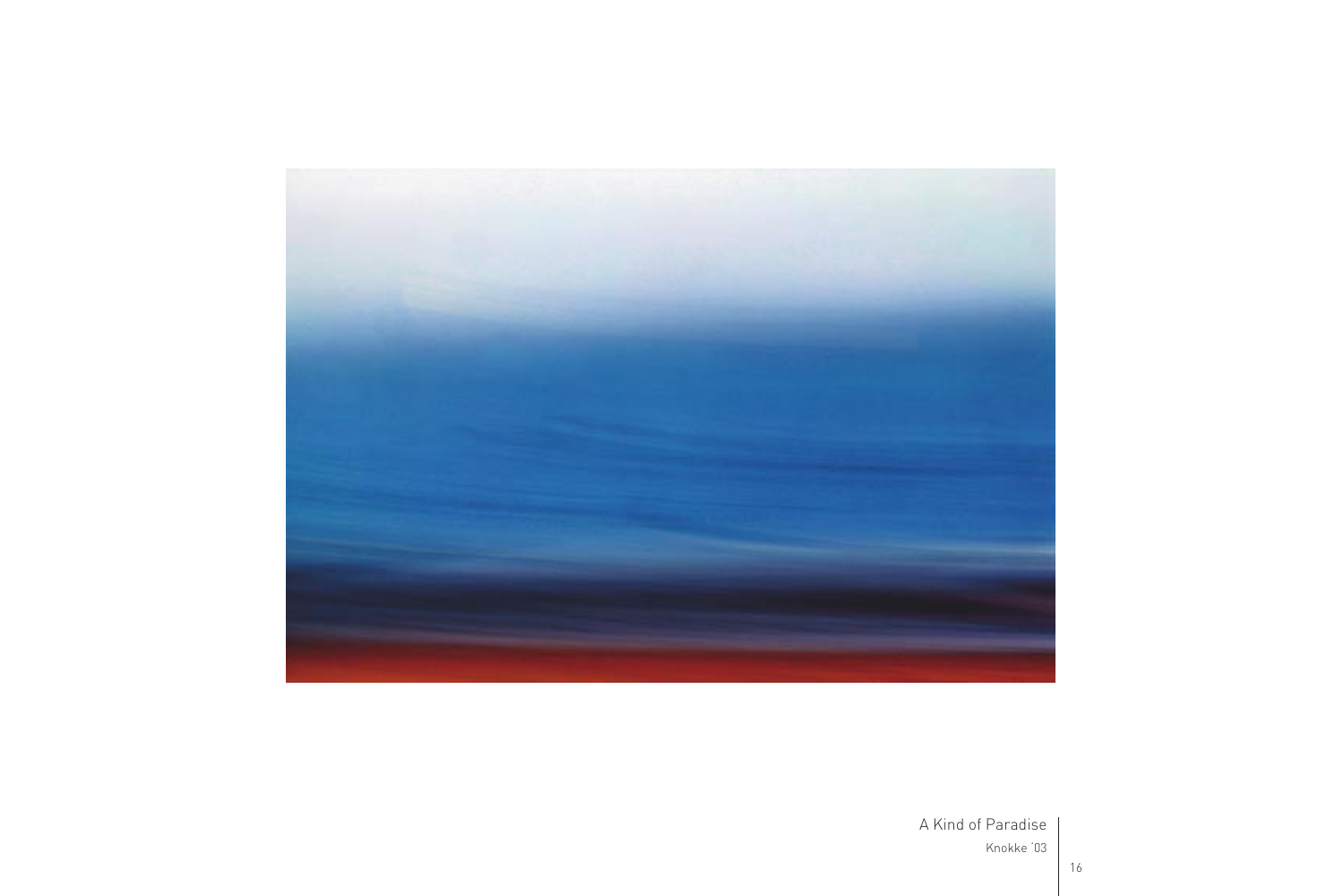A Kind of Paradise

Knokke ´03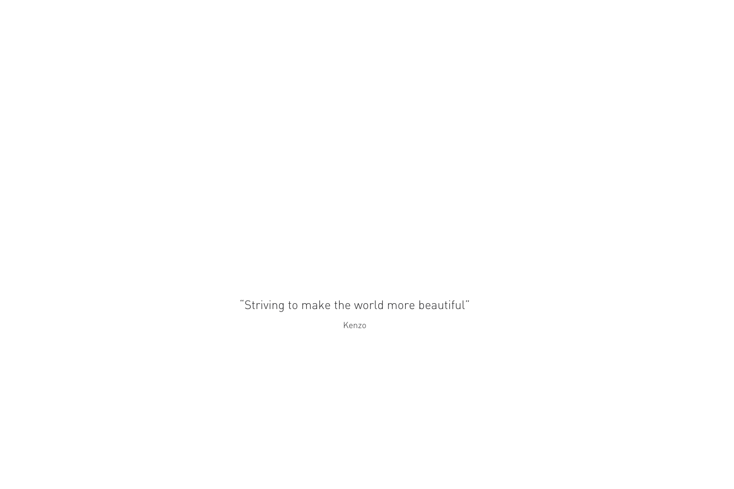“Striving to make the world more beautiful”

Kenzo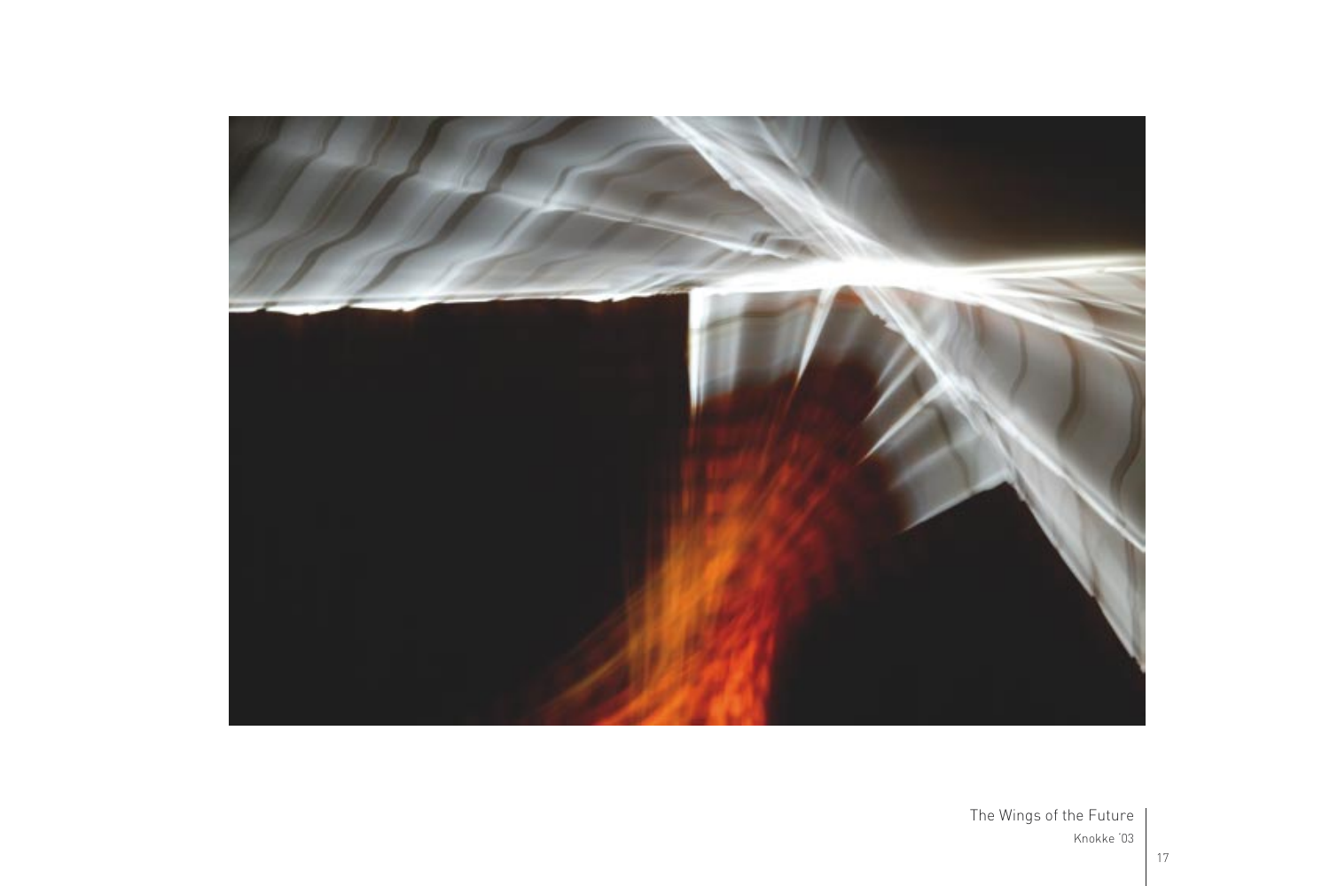The Wings of the Future

Knokke '03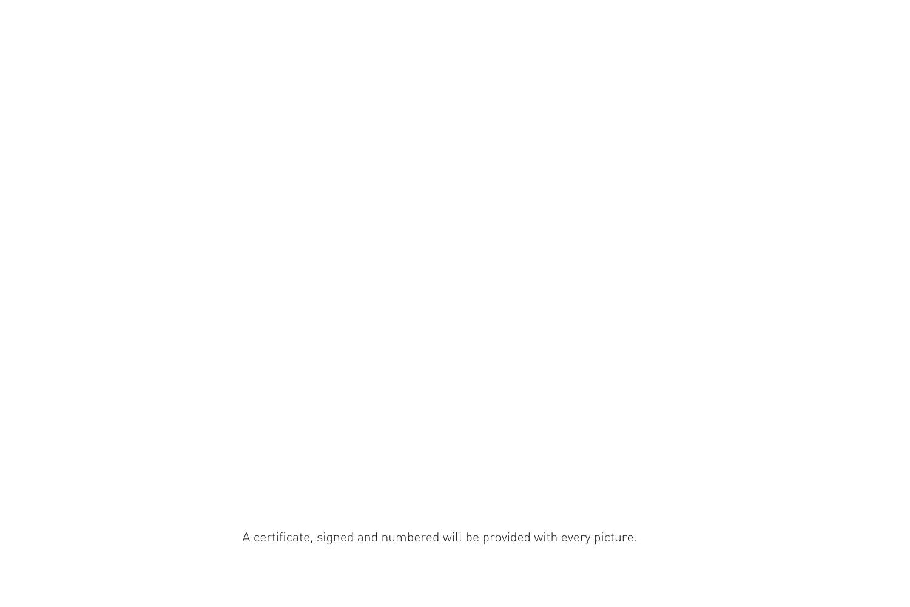A certificate, signed and numbered will be provided with every picture.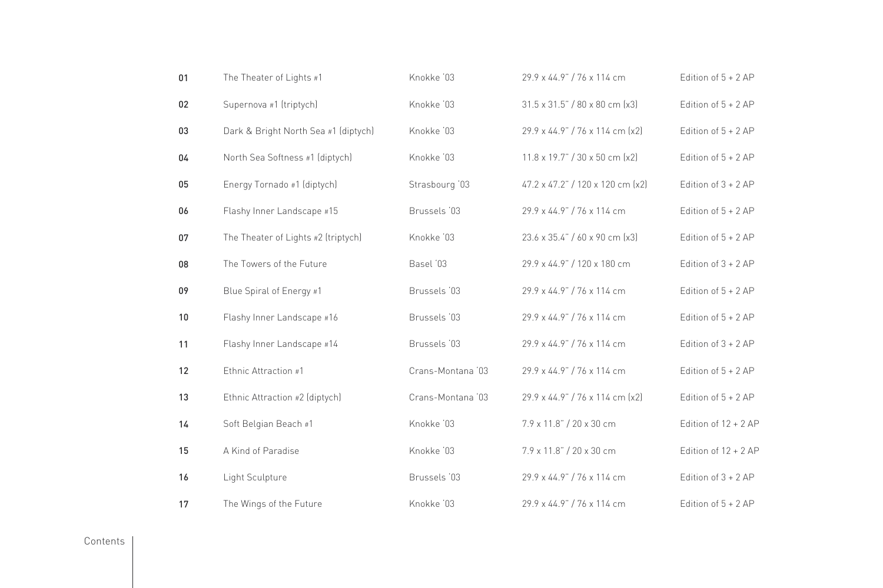| | | | | |
|---|---|---|---|---|
| **01** | The Theater of Lights #1 | Knokke '03 | 29.9 x 44.9" / 76 x 114 cm | Edition of 5 + 2 AP |
| **02** | Supernova #1 (triptych) | Knokke '03 | 31.5 x 31.5" / 80 x 80 cm (x3) | Edition of 5 + 2 AP |
| **03** | Dark & Bright North Sea #1 (diptych) | Knokke '03 | 29.9 x 44.9" / 76 x 114 cm (x2) | Edition of 5 + 2 AP |
| **04** | North Sea Softness #1 (diptych) | Knokke '03 | 11.8 x 19.7" / 30 x 50 cm (x2) | Edition of 5 + 2 AP |
| **05** | Energy Tornado #1 (diptych) | Strasbourg '03 | 47.2 x 47.2" / 120 x 120 cm (x2) | Edition of 3 + 2 AP |
| **06** | Flashy Inner Landscape #15 | Brussels '03 | 29.9 x 44.9" / 76 x 114 cm | Edition of 5 + 2 AP |
| **07** | The Theater of Lights #2 (triptych) | Knokke '03 | 23.6 x 35.4" / 60 x 90 cm (x3) | Edition of 5 + 2 AP |
| **08** | The Towers of the Future | Basel '03 | 29.9 x 44.9" / 120 x 180 cm | Edition of 3 + 2 AP |
| **09** | Blue Spiral of Energy #1 | Brussels '03 | 29.9 x 44.9" / 76 x 114 cm | Edition of 5 + 2 AP |
| **10** | Flashy Inner Landscape #16 | Brussels '03 | 29.9 x 44.9" / 76 x 114 cm | Edition of 5 + 2 AP |
| **11** | Flashy Inner Landscape #14 | Brussels '03 | 29.9 x 44.9" / 76 x 114 cm | Edition of 3 + 2 AP |
| **12** | Ethnic Attraction #1 | Crans-Montana '03 | 29.9 x 44.9" / 76 x 114 cm | Edition of 5 + 2 AP |
| **13** | Ethnic Attraction #2 (diptych) | Crans-Montana '03 | 29.9 x 44.9" / 76 x 114 cm (x2) | Edition of 5 + 2 AP |
| **14** | Soft Belgian Beach #1 | Knokke '03 | 7.9 x 11.8" / 20 x 30 cm | Edition of 12 + 2 AP |
| **15** | A Kind of Paradise | Knokke '03 | 7.9 x 11.8" / 20 x 30 cm | Edition of 12 + 2 AP |
| **16** | Light Sculpture | Brussels '03 | 29.9 x 44.9" / 76 x 114 cm | Edition of 3 + 2 AP |
| **17** | The Wings of the Future | Knokke '03 | 29.9 x 44.9" / 76 x 114 cm | Edition of 5 + 2 AP |

Contents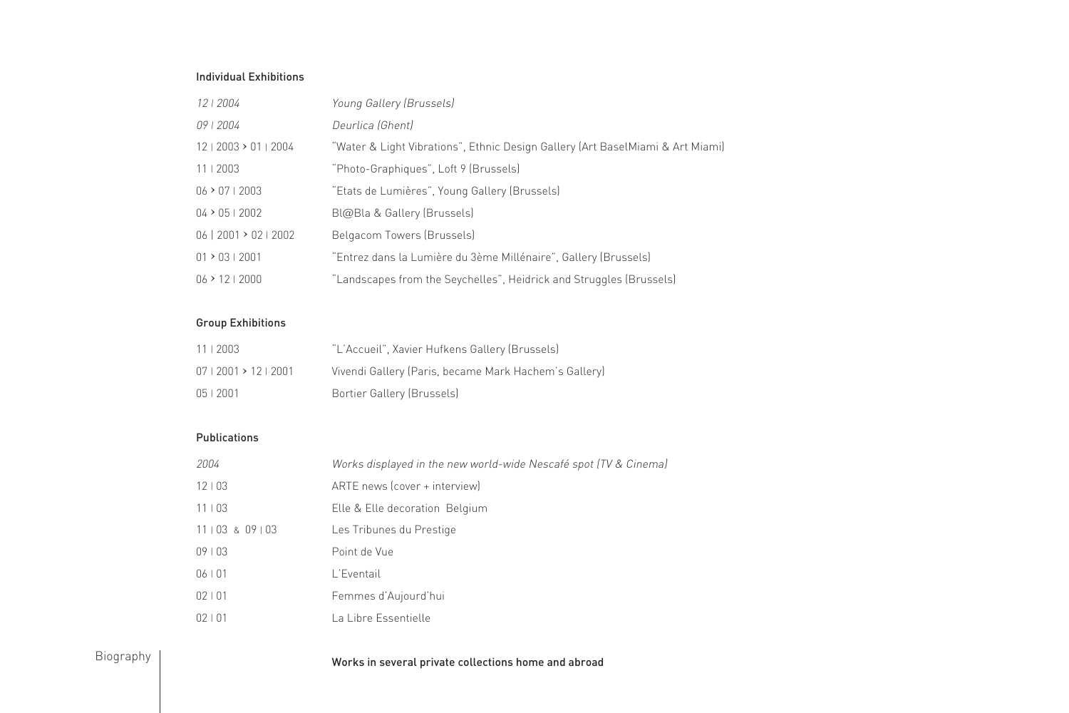## Individual Exhibitions

| | |
|---|---|
| *12 I 2004* | *Young Gallery (Brussels)* |
| *09 I 2004* | *Deurlica (Ghent)* |
| 12 I 2003 > 01 I 2004 | "Water & Light Vibrations", Ethnic Design Gallery (Art BaselMiami & Art Miami) |
| 11 I 2003 | "Photo-Graphiques", Loft 9 (Brussels) |
| 06 > 07 I 2003 | "Etats de Lumières", Young Gallery (Brussels) |
| 04 > 05 I 2002 | Bl@Bla & Gallery (Brussels) |
| 06 I 2001 > 02 I 2002 | Belgacom Towers (Brussels) |
| 01 > 03 I 2001 | "Entrez dans la Lumière du 3ème Millénaire", Gallery (Brussels) |
| 06 > 12 I 2000 | "Landscapes from the Seychelles", Heidrick and Struggles (Brussels) |

## Group Exhibitions

| | |
|---|---|
| 11 I 2003 | "L'Accueil", Xavier Hufkens Gallery (Brussels) |
| 07 I 2001 > 12 I 2001 | Vivendi Gallery (Paris, became Mark Hachem's Gallery) |
| 05 I 2001 | Bortier Gallery (Brussels) |

## Publications

| | |
|---|---|
| *2004* | *Works displayed in the new world-wide Nescafé spot (TV & Cinema)* |
| 12 I 03 | ARTE news (cover + interview) |
| 11 I 03 | Elle & Elle decoration Belgium |
| 11 I 03 & 09 I 03 | Les Tribunes du Prestige |
| 09 I 03 | Point de Vue |
| 06 I 01 | L'Eventail |
| 02 I 01 | Femmes d'Aujourd'hui |
| 02 I 01 | La Libre Essentielle |

**Works in several private collections home and abroad**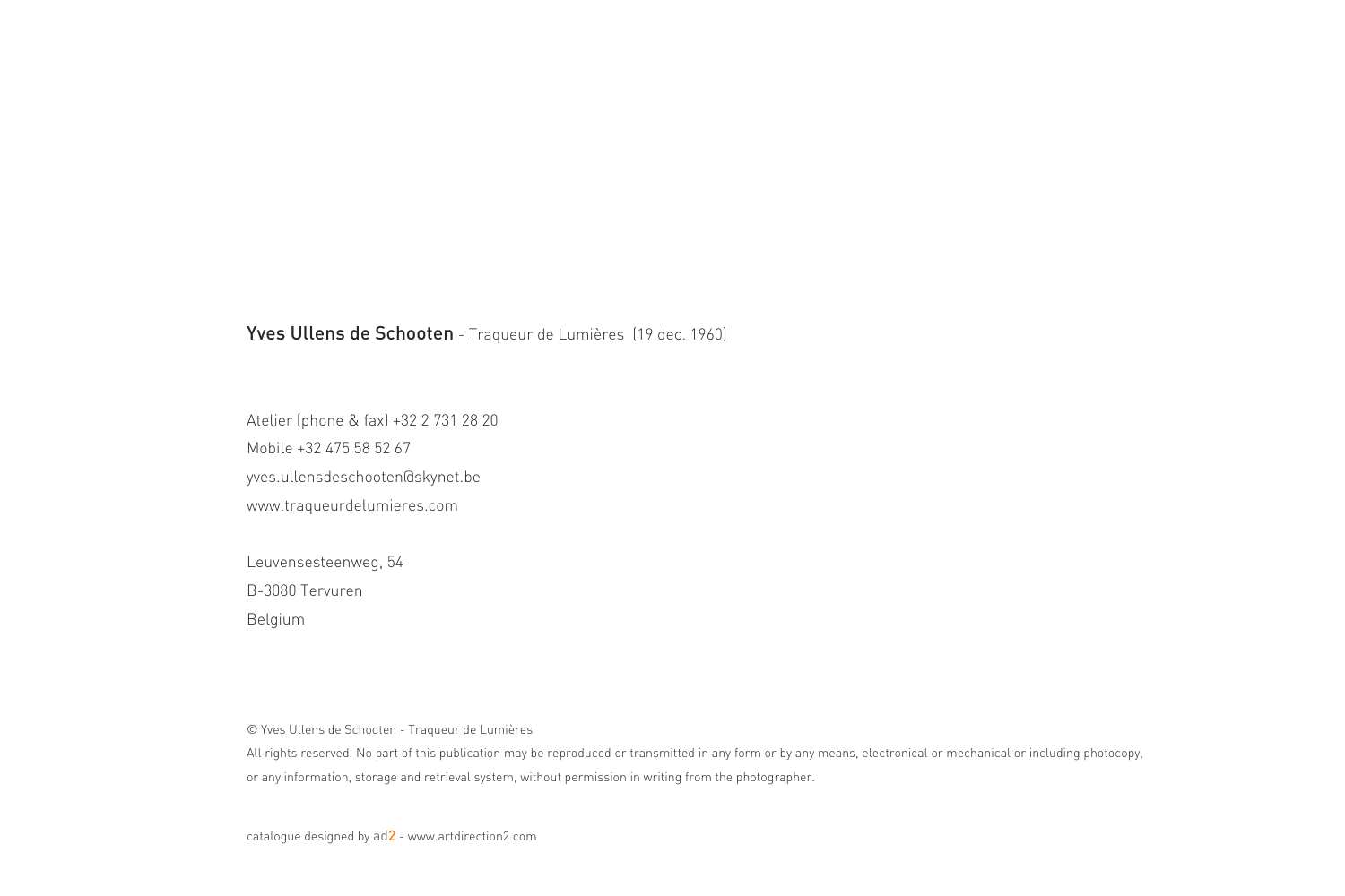**Yves Ullens de Schooten** - Traqueur de Lumières (19 dec. 1960)

Atelier (phone & fax) +32 2 731 28 20

Mobile +32 475 58 52 67

yves.ullensdeschooten@skynet.be

www.traqueurdelumieres.com

Leuvensesteenweg, 54

B-3080 Tervuren

Belgium

© Yves Ullens de Schooten - Traqueur de Lumières

All rights reserved. No part of this publication may be reproduced or transmitted in any form or by any means, electronical or mechanical or including photocopy, or any information, storage and retrieval system, without permission in writing from the photographer.

catalogue designed by ad2 - www.artdirection2.com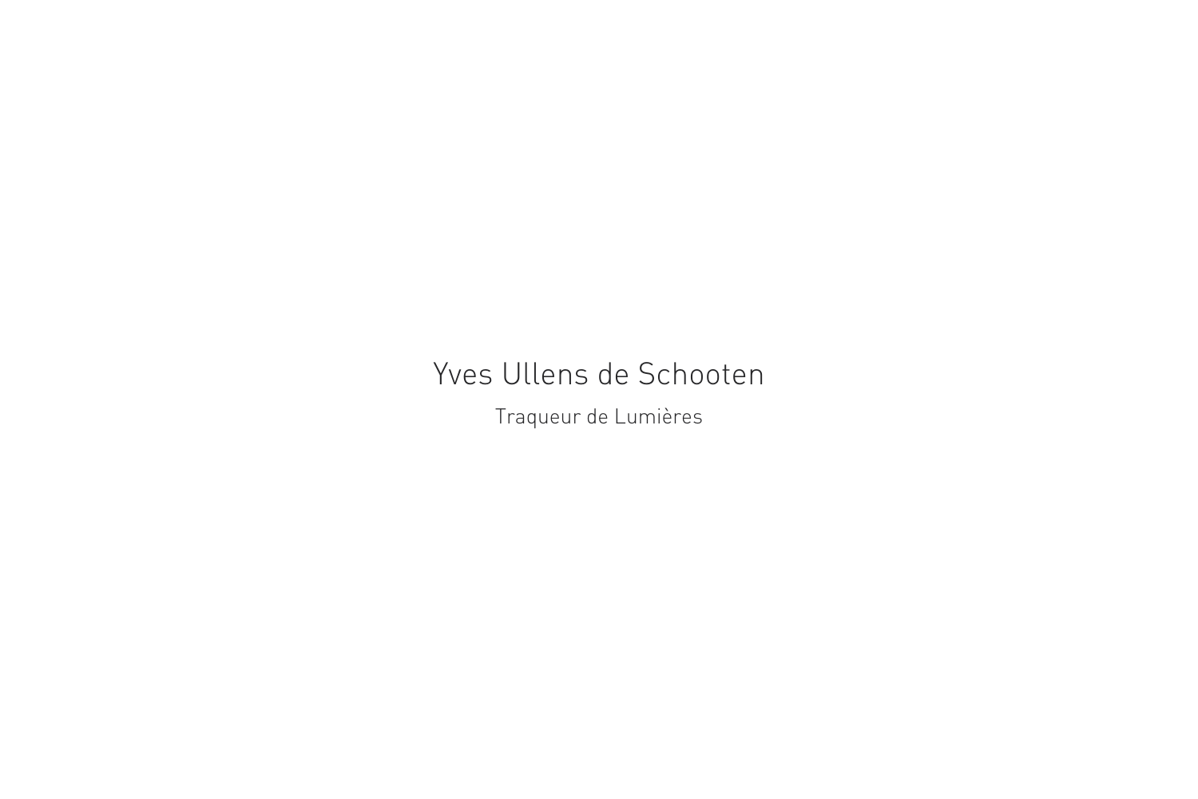# Yves Ullens de Schooten

Traqueur de Lumières